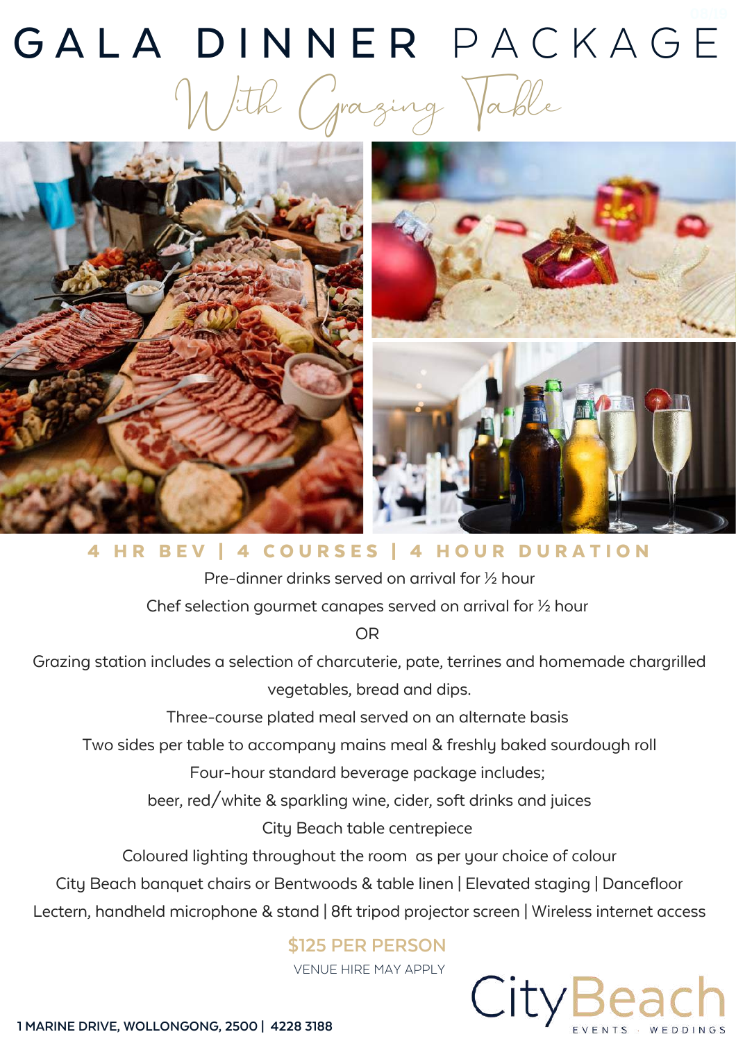# GALA DINNER PACKAGE

## With Grazing Table

**4 HR BEV | 4 COURSES | 4 HOUR DURATION**

Pre-dinner drinks served on arrival for ½ hour

Chef selection gourmet canapes served on arrival for ½ hour

OR

Grazing station includes a selection of charcuterie, pate, terrines and homemade chargrilled vegetables, bread and dips.

Three-course plated meal served on an alternate basis

Two sides per table to accompany mains meal & freshly baked sourdough roll

Four-hour standard beverage package includes;

beer, red/white & sparkling wine, cider, soft drinks and juices

City Beach table centrepiece

Coloured lighting throughout the room as per your choice of colour

City Beach banquet chairs or Bentwoods & table linen | Elevated staging | Dancefloor

Lectern, handheld microphone & stand | 8ft tripod projector screen | Wireless internet access

**$125 PER PERSON**

VENUE HIRE MAY APPLY

**1 MARINE DRIVE, WOLLONGONG, 2500 | 4228 3188**

CityBeach EVENTS · WEDDINGS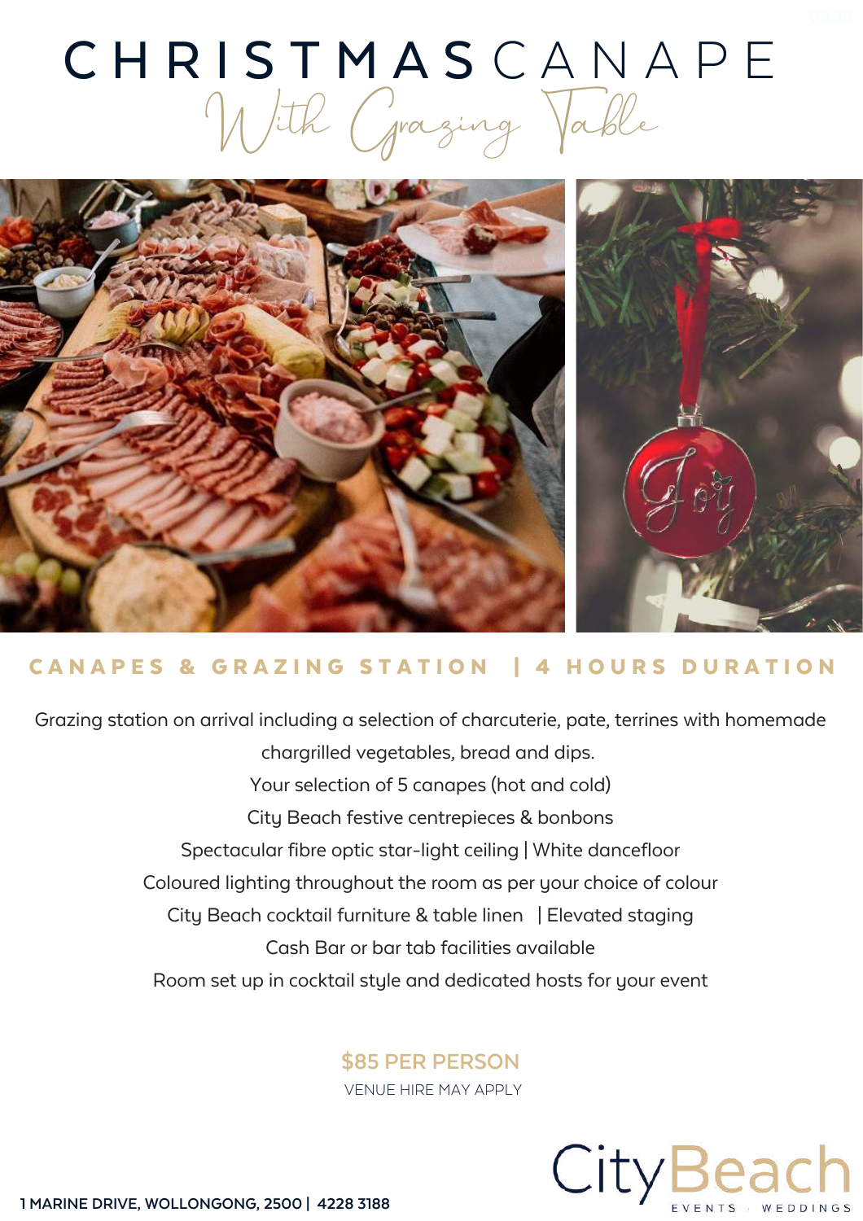# CHRISTMAS CANAPE

## *With Grazing Table*

**CANAPES & GRAZING STATION | 4 HOURS DURATION**

Grazing station on arrival including a selection of charcuterie, pate, terrines with homemade chargrilled vegetables, bread and dips.

Your selection of 5 canapes (hot and cold)

City Beach festive centrepieces & bonbons

Spectacular fibre optic star-light ceiling | White dancefloor

Coloured lighting throughout the room as per your choice of colour

City Beach cocktail furniture & table linen | Elevated staging

Cash Bar or bar tab facilities available

Room set up in cocktail style and dedicated hosts for your event

**$85 PER PERSON**

VENUE HIRE MAY APPLY

**1 MARINE DRIVE, WOLLONGONG, 2500 | 4228 3188**

City Beach
EVENTS · WEDDINGS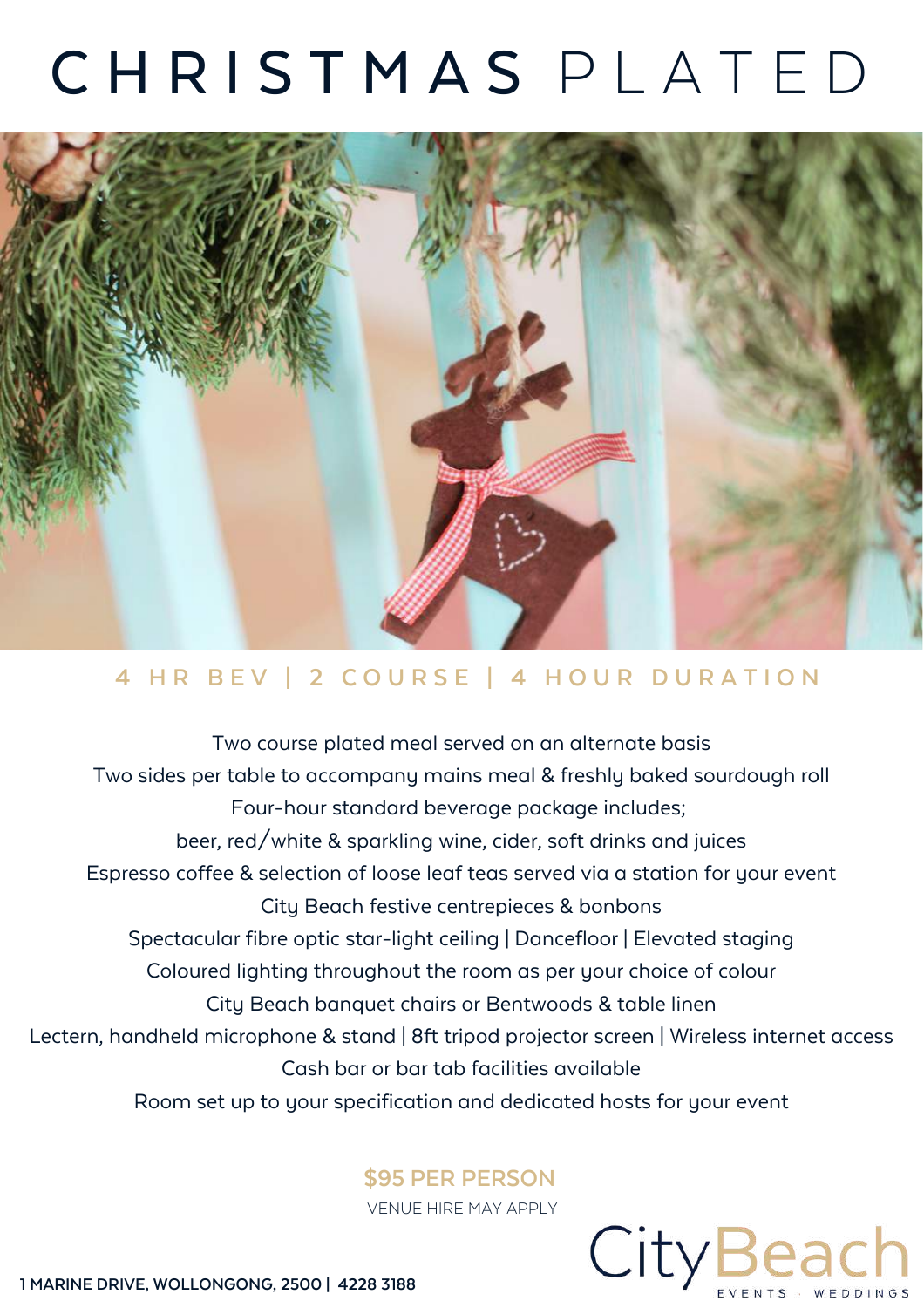# CHRISTMAS PLATED

## 4 HR BEV | 2 COURSE | 4 HOUR DURATION

Two course plated meal served on an alternate basis
Two sides per table to accompany mains meal & freshly baked sourdough roll
Four-hour standard beverage package includes;
beer, red/white & sparkling wine, cider, soft drinks and juices
Espresso coffee & selection of loose leaf teas served via a station for your event
City Beach festive centrepieces & bonbons
Spectacular fibre optic star-light ceiling | Dancefloor | Elevated staging
Coloured lighting throughout the room as per your choice of colour
City Beach banquet chairs or Bentwoods & table linen
Lectern, handheld microphone & stand | 8ft tripod projector screen | Wireless internet access
Cash bar or bar tab facilities available
Room set up to your specification and dedicated hosts for your event

**$95 PER PERSON**

VENUE HIRE MAY APPLY

**1 MARINE DRIVE, WOLLONGONG, 2500 | 4228 3188**

City Beach
EVENTS · WEDDINGS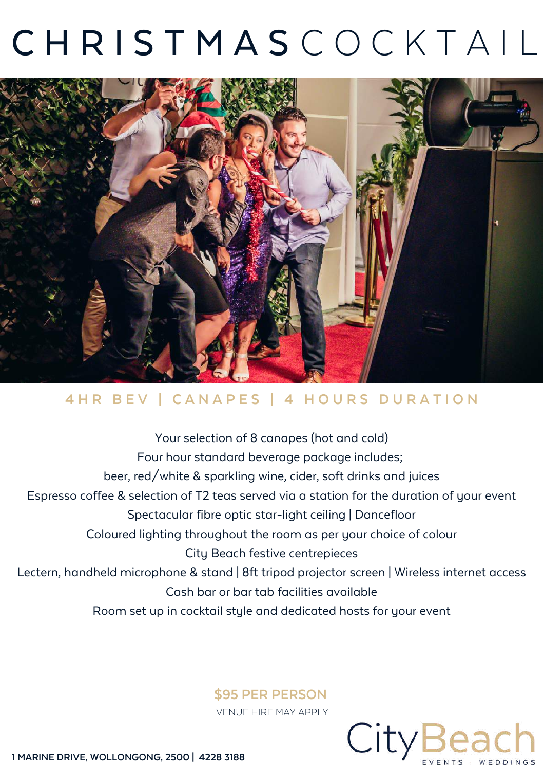# CHRISTMAS COCKTAIL

## 4HR BEV | CANAPES | 4 HOURS DURATION

Your selection of 8 canapes (hot and cold)

Four hour standard beverage package includes;

beer, red/white & sparkling wine, cider, soft drinks and juices

Espresso coffee & selection of T2 teas served via a station for the duration of your event

Spectacular fibre optic star-light ceiling | Dancefloor

Coloured lighting throughout the room as per your choice of colour

City Beach festive centrepieces

Lectern, handheld microphone & stand | 8ft tripod projector screen | Wireless internet access

Cash bar or bar tab facilities available

Room set up in cocktail style and dedicated hosts for your event

**$95 PER PERSON**

VENUE HIRE MAY APPLY

**1 MARINE DRIVE, WOLLONGONG, 2500 | 4228 3188**

City Beach

EVENTS · WEDDINGS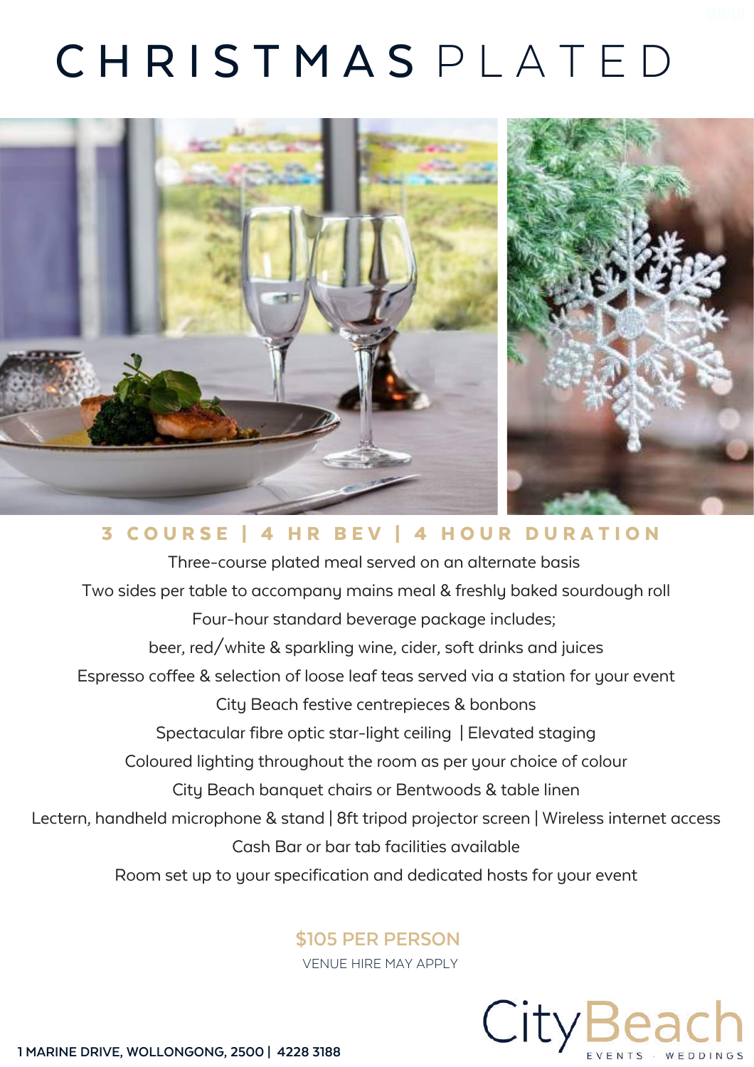# CHRISTMAS PLATED

## 3 COURSE | 4 HR BEV | 4 HOUR DURATION

Three-course plated meal served on an alternate basis

Two sides per table to accompany mains meal & freshly baked sourdough roll

Four-hour standard beverage package includes;

beer, red/white & sparkling wine, cider, soft drinks and juices

Espresso coffee & selection of loose leaf teas served via a station for your event

City Beach festive centrepieces & bonbons

Spectacular fibre optic star-light ceiling | Elevated staging

Coloured lighting throughout the room as per your choice of colour

City Beach banquet chairs or Bentwoods & table linen

Lectern, handheld microphone & stand | 8ft tripod projector screen | Wireless internet access

Cash Bar or bar tab facilities available

Room set up to your specification and dedicated hosts for your event

**$105 PER PERSON**

VENUE HIRE MAY APPLY

1 MARINE DRIVE, WOLLONGONG, 2500 | 4228 3188

CityBeach EVENTS · WEDDINGS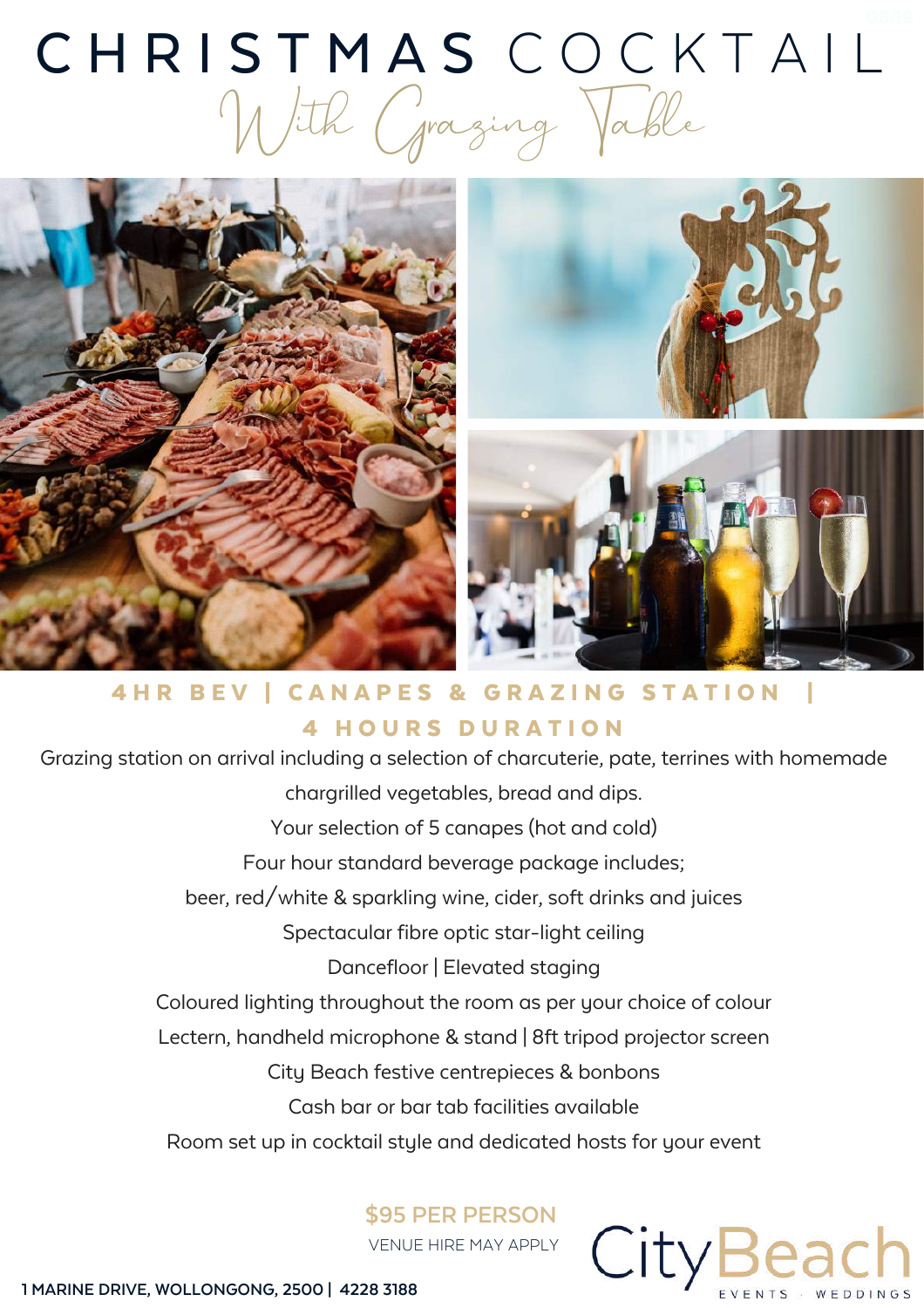# CHRISTMAS COCKTAIL

## With Grazing Table

**4HR BEV | CANAPES & GRAZING STATION | 4 HOURS DURATION**

Grazing station on arrival including a selection of charcuterie, pate, terrines with homemade chargrilled vegetables, bread and dips.

Your selection of 5 canapes (hot and cold)

Four hour standard beverage package includes;

beer, red/white & sparkling wine, cider, soft drinks and juices

Spectacular fibre optic star-light ceiling

Dancefloor | Elevated staging

Coloured lighting throughout the room as per your choice of colour

Lectern, handheld microphone & stand | 8ft tripod projector screen

City Beach festive centrepieces & bonbons

Cash bar or bar tab facilities available

Room set up in cocktail style and dedicated hosts for your event

**$95 PER PERSON**

VENUE HIRE MAY APPLY

1 MARINE DRIVE, WOLLONGONG, 2500 | 4228 3188

CityBeach EVENTS · WEDDINGS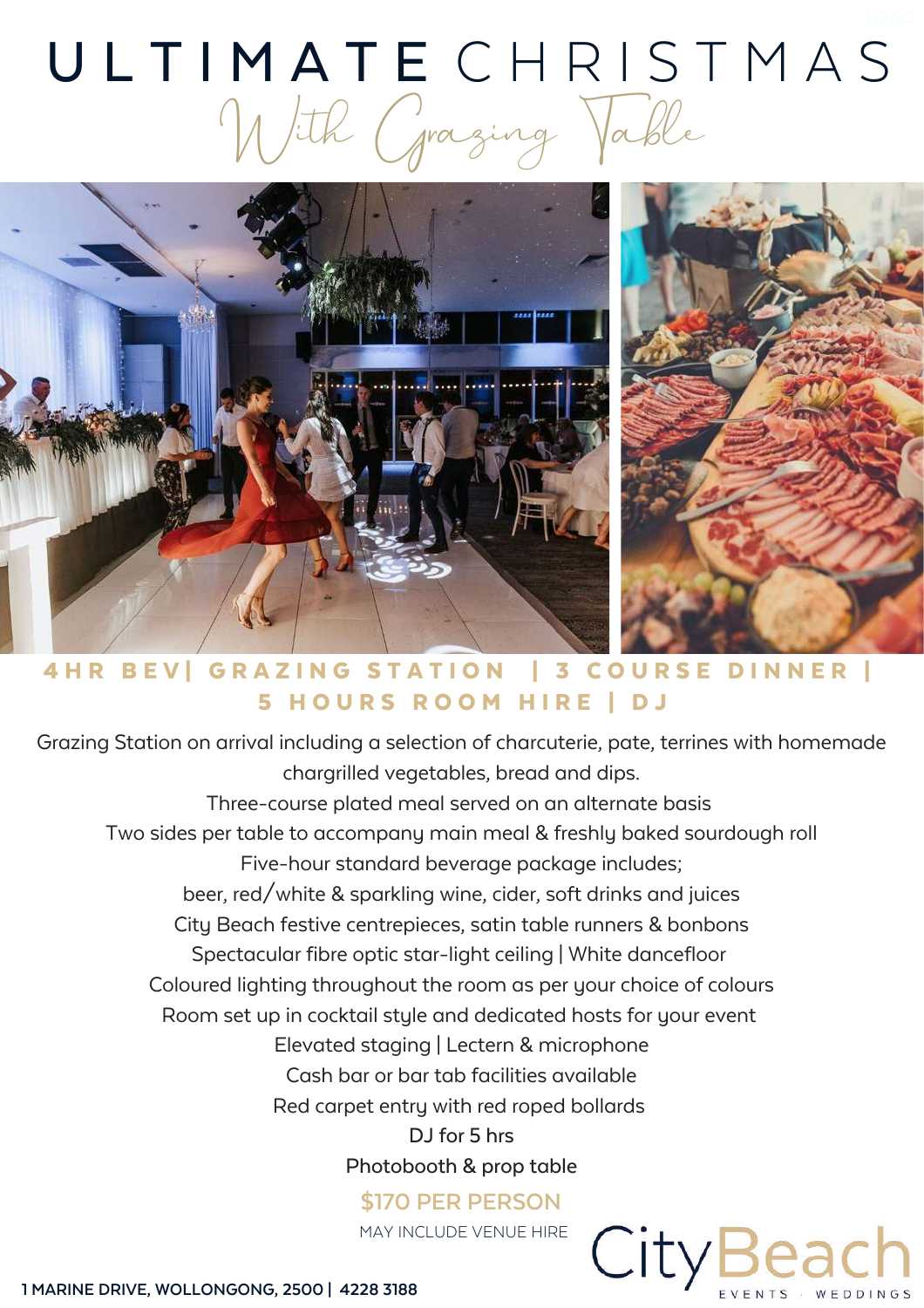# ULTIMATE CHRISTMAS

## With Grazing Table

**4HR BEV| GRAZING STATION | 3 COURSE DINNER | 5 HOURS ROOM HIRE | DJ**

Grazing Station on arrival including a selection of charcuterie, pate, terrines with homemade chargrilled vegetables, bread and dips.

Three-course plated meal served on an alternate basis

Two sides per table to accompany main meal & freshly baked sourdough roll

Five-hour standard beverage package includes;

beer, red/white & sparkling wine, cider, soft drinks and juices

City Beach festive centrepieces, satin table runners & bonbons

Spectacular fibre optic star-light ceiling | White dancefloor

Coloured lighting throughout the room as per your choice of colours

Room set up in cocktail style and dedicated hosts for your event

Elevated staging | Lectern & microphone

Cash bar or bar tab facilities available

Red carpet entry with red roped bollards

DJ for 5 hrs

Photobooth & prop table

**$170 PER PERSON**

MAY INCLUDE VENUE HIRE

City Beach EVENTS · WEDDINGS

**1 MARINE DRIVE, WOLLONGONG, 2500 | 4228 3188**